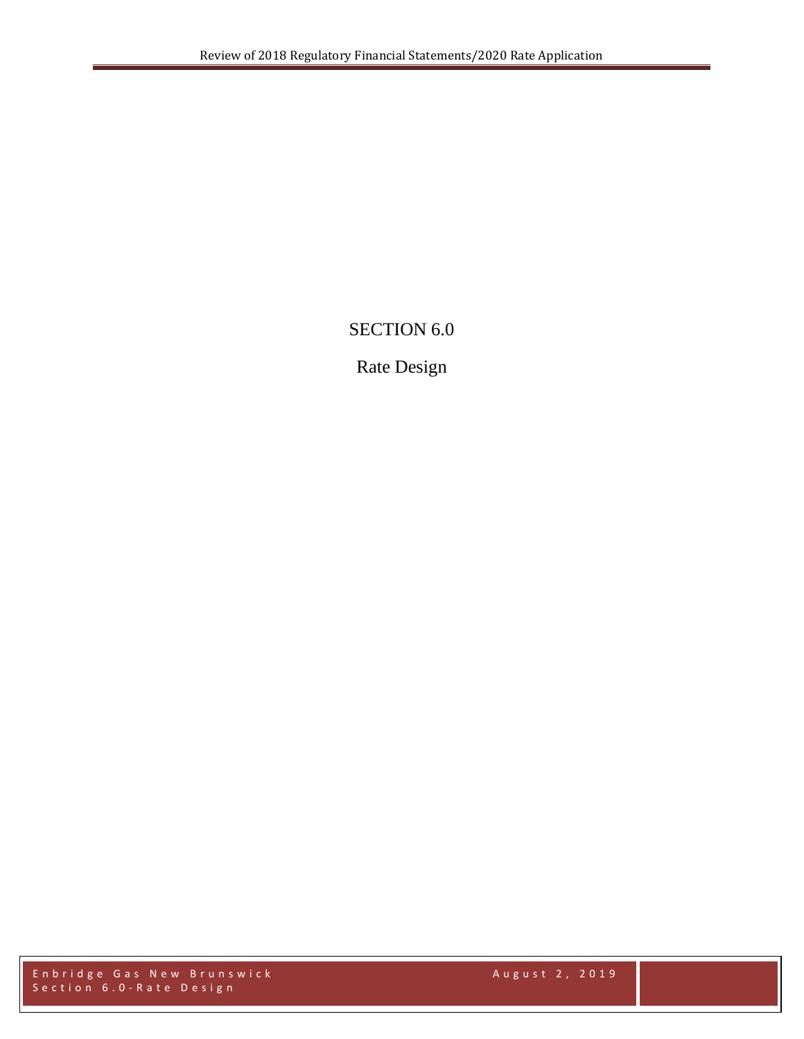# SECTION 6.0

## Rate Design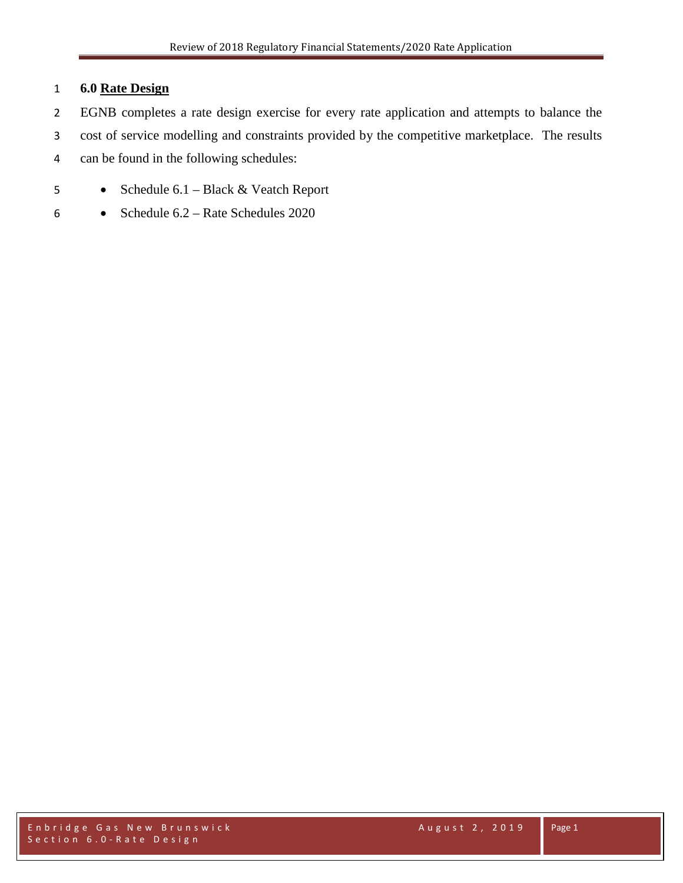## 6.0 Rate Design

EGNB completes a rate design exercise for every rate application and attempts to balance the cost of service modelling and constraints provided by the competitive marketplace. The results can be found in the following schedules:

- Schedule 6.1 – Black & Veatch Report
- Schedule 6.2 – Rate Schedules 2020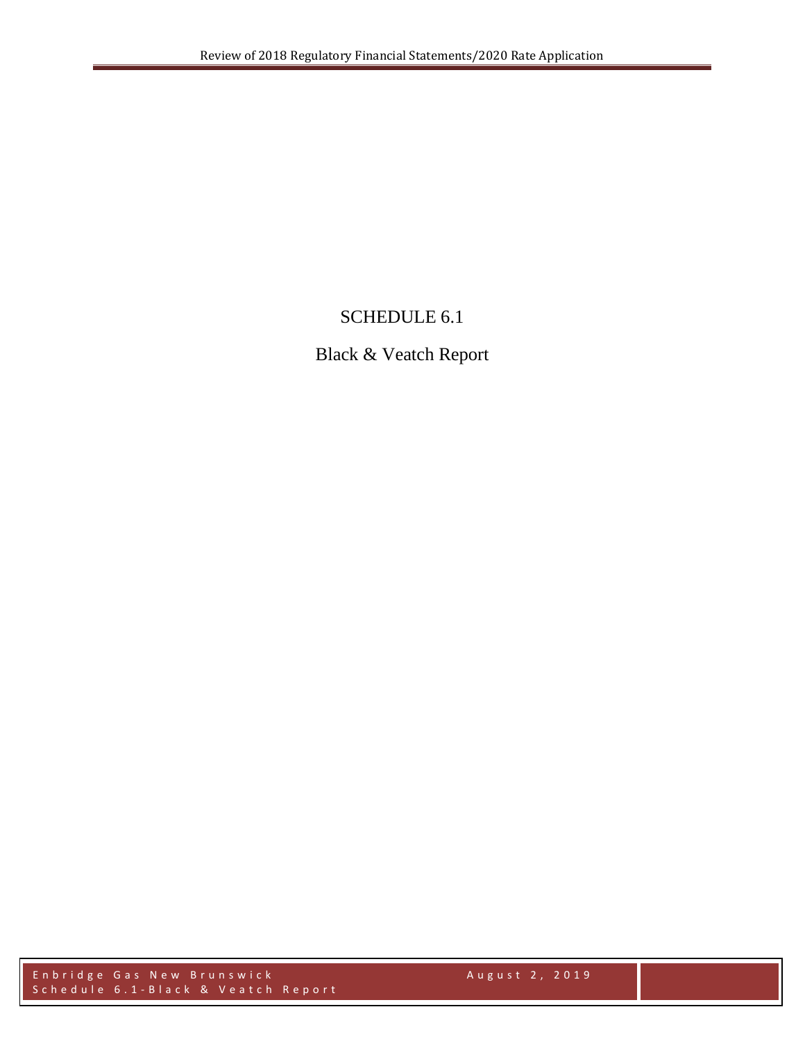# SCHEDULE 6.1

## Black & Veatch Report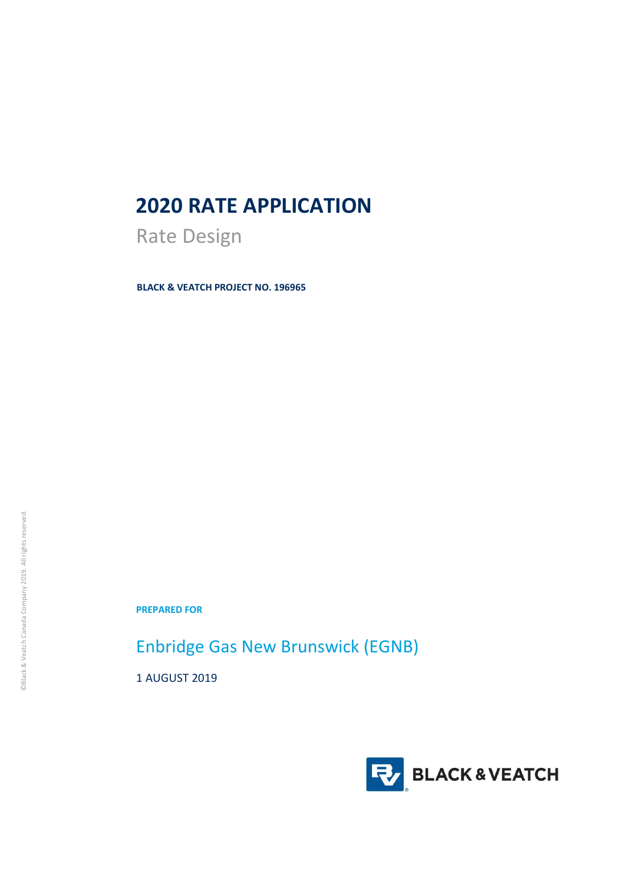# 2020 RATE APPLICATION

Rate Design

**BLACK & VEATCH PROJECT NO. 196965**

©Black & Veatch Canada Company 2019. All rights reserved.

**PREPARED FOR**

Enbridge Gas New Brunswick (EGNB)

1 AUGUST 2019

BLACK & VEATCH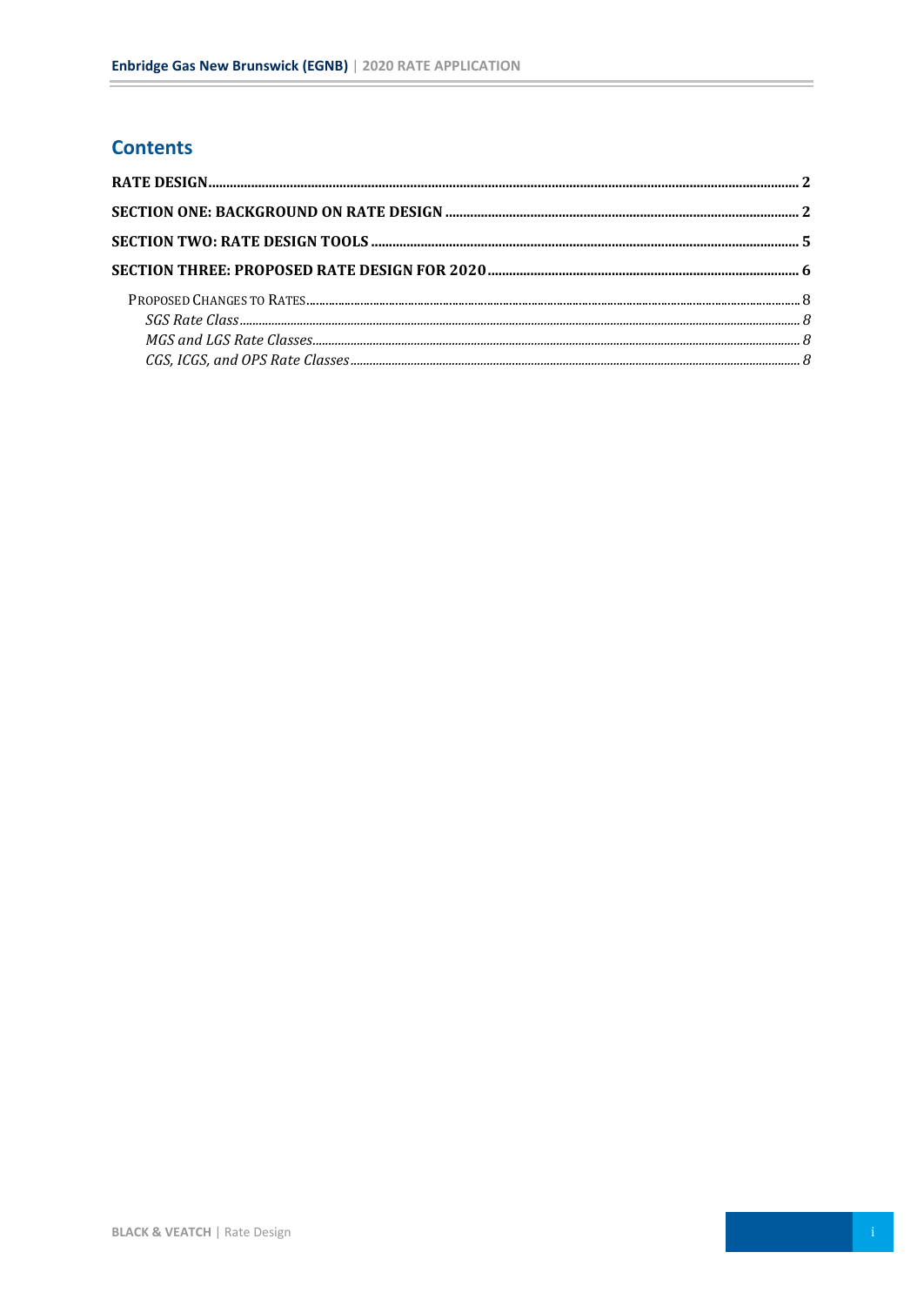## Contents

**RATE DESIGN** ..... **2**

**SECTION ONE: BACKGROUND ON RATE DESIGN** ..... **2**

**SECTION TWO: RATE DESIGN TOOLS** ..... **5**

**SECTION THREE: PROPOSED RATE DESIGN FOR 2020** ..... **6**

- Proposed Changes to Rates ..... 8
  - *SGS Rate Class* ..... *8*
  - *MGS and LGS Rate Classes* ..... *8*
  - *CGS, ICGS, and OPS Rate Classes* ..... *8*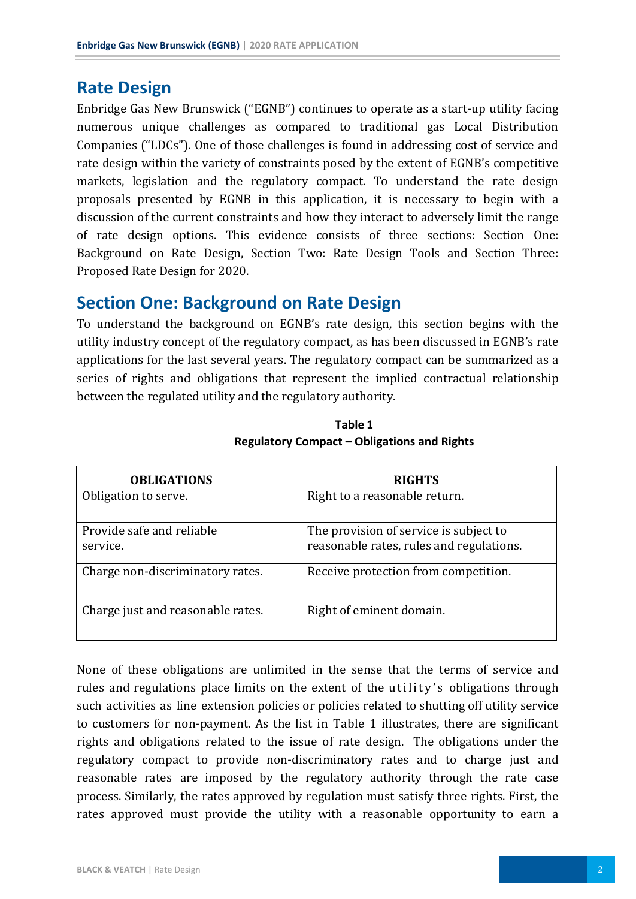# Rate Design

Enbridge Gas New Brunswick ("EGNB") continues to operate as a start-up utility facing numerous unique challenges as compared to traditional gas Local Distribution Companies ("LDCs"). One of those challenges is found in addressing cost of service and rate design within the variety of constraints posed by the extent of EGNB's competitive markets, legislation and the regulatory compact. To understand the rate design proposals presented by EGNB in this application, it is necessary to begin with a discussion of the current constraints and how they interact to adversely limit the range of rate design options. This evidence consists of three sections: Section One: Background on Rate Design, Section Two: Rate Design Tools and Section Three: Proposed Rate Design for 2020.

## Section One: Background on Rate Design

To understand the background on EGNB's rate design, this section begins with the utility industry concept of the regulatory compact, as has been discussed in EGNB's rate applications for the last several years. The regulatory compact can be summarized as a series of rights and obligations that represent the implied contractual relationship between the regulated utility and the regulatory authority.

**Table 1**
**Regulatory Compact – Obligations and Rights**

| OBLIGATIONS | RIGHTS |
|---|---|
| Obligation to serve. | Right to a reasonable return. |
| Provide safe and reliable service. | The provision of service is subject to reasonable rates, rules and regulations. |
| Charge non-discriminatory rates. | Receive protection from competition. |
| Charge just and reasonable rates. | Right of eminent domain. |

None of these obligations are unlimited in the sense that the terms of service and rules and regulations place limits on the extent of the utility's obligations through such activities as line extension policies or policies related to shutting off utility service to customers for non-payment. As the list in Table 1 illustrates, there are significant rights and obligations related to the issue of rate design. The obligations under the regulatory compact to provide non-discriminatory rates and to charge just and reasonable rates are imposed by the regulatory authority through the rate case process. Similarly, the rates approved by regulation must satisfy three rights. First, the rates approved must provide the utility with a reasonable opportunity to earn a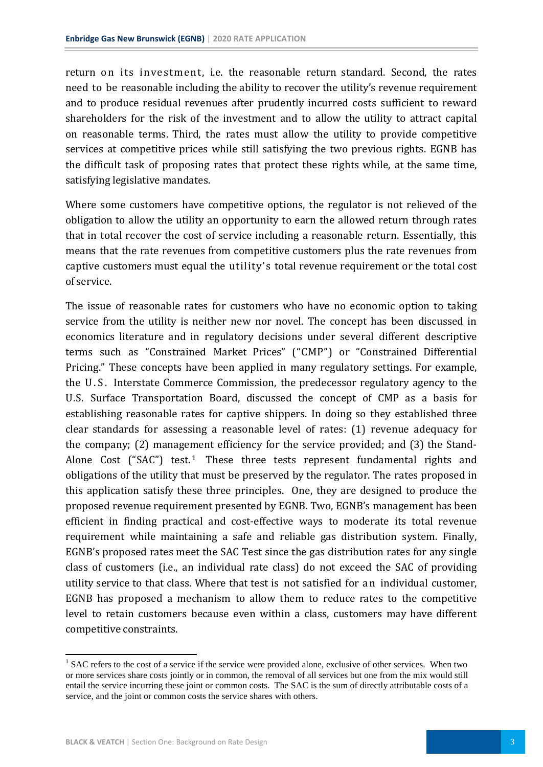return on its investment, i.e. the reasonable return standard. Second, the rates need to be reasonable including the ability to recover the utility's revenue requirement and to produce residual revenues after prudently incurred costs sufficient to reward shareholders for the risk of the investment and to allow the utility to attract capital on reasonable terms. Third, the rates must allow the utility to provide competitive services at competitive prices while still satisfying the two previous rights. EGNB has the difficult task of proposing rates that protect these rights while, at the same time, satisfying legislative mandates.

Where some customers have competitive options, the regulator is not relieved of the obligation to allow the utility an opportunity to earn the allowed return through rates that in total recover the cost of service including a reasonable return. Essentially, this means that the rate revenues from competitive customers plus the rate revenues from captive customers must equal the utility's total revenue requirement or the total cost of service.

The issue of reasonable rates for customers who have no economic option to taking service from the utility is neither new nor novel. The concept has been discussed in economics literature and in regulatory decisions under several different descriptive terms such as "Constrained Market Prices" ("CMP") or "Constrained Differential Pricing." These concepts have been applied in many regulatory settings. For example, the U.S. Interstate Commerce Commission, the predecessor regulatory agency to the U.S. Surface Transportation Board, discussed the concept of CMP as a basis for establishing reasonable rates for captive shippers. In doing so they established three clear standards for assessing a reasonable level of rates: (1) revenue adequacy for the company; (2) management efficiency for the service provided; and (3) the Stand-Alone Cost ("SAC") test.[1] These three tests represent fundamental rights and obligations of the utility that must be preserved by the regulator. The rates proposed in this application satisfy these three principles. One, they are designed to produce the proposed revenue requirement presented by EGNB. Two, EGNB's management has been efficient in finding practical and cost-effective ways to moderate its total revenue requirement while maintaining a safe and reliable gas distribution system. Finally, EGNB's proposed rates meet the SAC Test since the gas distribution rates for any single class of customers (i.e., an individual rate class) do not exceed the SAC of providing utility service to that class. Where that test is not satisfied for an individual customer, EGNB has proposed a mechanism to allow them to reduce rates to the competitive level to retain customers because even within a class, customers may have different competitive constraints.

---

[1] SAC refers to the cost of a service if the service were provided alone, exclusive of other services. When two or more services share costs jointly or in common, the removal of all services but one from the mix would still entail the service incurring these joint or common costs. The SAC is the sum of directly attributable costs of a service, and the joint or common costs the service shares with others.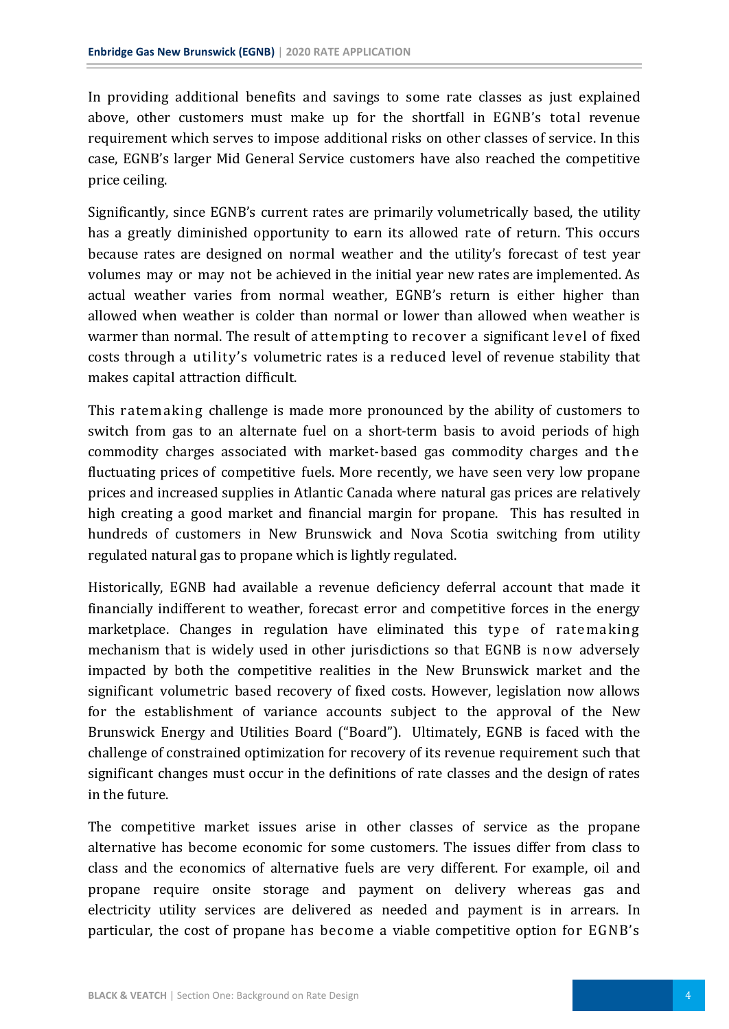In providing additional benefits and savings to some rate classes as just explained above, other customers must make up for the shortfall in EGNB's total revenue requirement which serves to impose additional risks on other classes of service. In this case, EGNB's larger Mid General Service customers have also reached the competitive price ceiling.

Significantly, since EGNB's current rates are primarily volumetrically based, the utility has a greatly diminished opportunity to earn its allowed rate of return. This occurs because rates are designed on normal weather and the utility's forecast of test year volumes may or may not be achieved in the initial year new rates are implemented. As actual weather varies from normal weather, EGNB's return is either higher than allowed when weather is colder than normal or lower than allowed when weather is warmer than normal. The result of attempting to recover a significant level of fixed costs through a utility's volumetric rates is a reduced level of revenue stability that makes capital attraction difficult.

This ratemaking challenge is made more pronounced by the ability of customers to switch from gas to an alternate fuel on a short-term basis to avoid periods of high commodity charges associated with market-based gas commodity charges and the fluctuating prices of competitive fuels. More recently, we have seen very low propane prices and increased supplies in Atlantic Canada where natural gas prices are relatively high creating a good market and financial margin for propane. This has resulted in hundreds of customers in New Brunswick and Nova Scotia switching from utility regulated natural gas to propane which is lightly regulated.

Historically, EGNB had available a revenue deficiency deferral account that made it financially indifferent to weather, forecast error and competitive forces in the energy marketplace. Changes in regulation have eliminated this type of ratemaking mechanism that is widely used in other jurisdictions so that EGNB is now adversely impacted by both the competitive realities in the New Brunswick market and the significant volumetric based recovery of fixed costs. However, legislation now allows for the establishment of variance accounts subject to the approval of the New Brunswick Energy and Utilities Board ("Board"). Ultimately, EGNB is faced with the challenge of constrained optimization for recovery of its revenue requirement such that significant changes must occur in the definitions of rate classes and the design of rates in the future.

The competitive market issues arise in other classes of service as the propane alternative has become economic for some customers. The issues differ from class to class and the economics of alternative fuels are very different. For example, oil and propane require onsite storage and payment on delivery whereas gas and electricity utility services are delivered as needed and payment is in arrears. In particular, the cost of propane has become a viable competitive option for EGNB's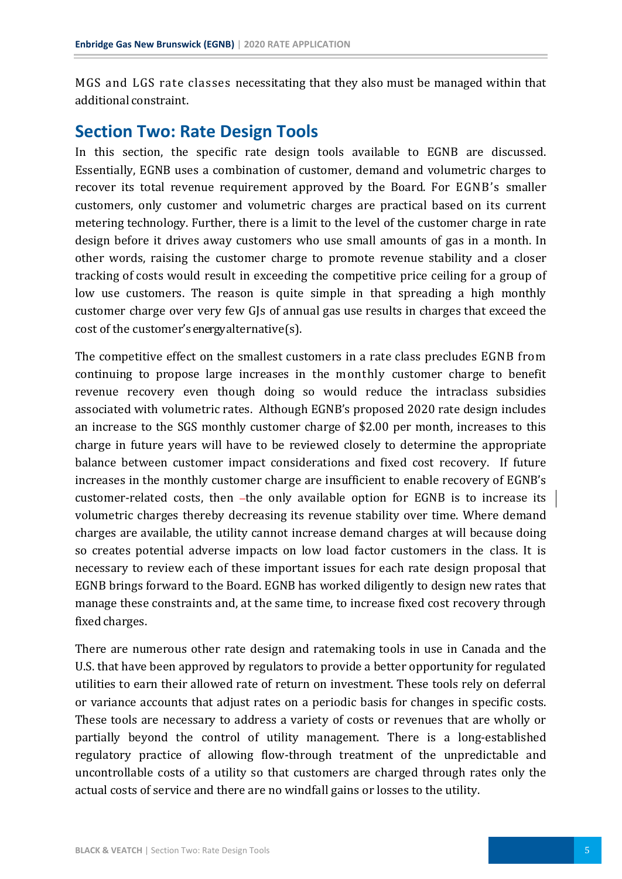MGS and LGS rate classes necessitating that they also must be managed within that additional constraint.

## Section Two: Rate Design Tools

In this section, the specific rate design tools available to EGNB are discussed. Essentially, EGNB uses a combination of customer, demand and volumetric charges to recover its total revenue requirement approved by the Board. For EGNB's smaller customers, only customer and volumetric charges are practical based on its current metering technology. Further, there is a limit to the level of the customer charge in rate design before it drives away customers who use small amounts of gas in a month. In other words, raising the customer charge to promote revenue stability and a closer tracking of costs would result in exceeding the competitive price ceiling for a group of low use customers. The reason is quite simple in that spreading a high monthly customer charge over very few GJs of annual gas use results in charges that exceed the cost of the customer's energy alternative(s).

The competitive effect on the smallest customers in a rate class precludes EGNB from continuing to propose large increases in the monthly customer charge to benefit revenue recovery even though doing so would reduce the intraclass subsidies associated with volumetric rates. Although EGNB's proposed 2020 rate design includes an increase to the SGS monthly customer charge of $2.00 per month, increases to this charge in future years will have to be reviewed closely to determine the appropriate balance between customer impact considerations and fixed cost recovery. If future increases in the monthly customer charge are insufficient to enable recovery of EGNB's customer-related costs, then -the only available option for EGNB is to increase its volumetric charges thereby decreasing its revenue stability over time. Where demand charges are available, the utility cannot increase demand charges at will because doing so creates potential adverse impacts on low load factor customers in the class. It is necessary to review each of these important issues for each rate design proposal that EGNB brings forward to the Board. EGNB has worked diligently to design new rates that manage these constraints and, at the same time, to increase fixed cost recovery through fixed charges.

There are numerous other rate design and ratemaking tools in use in Canada and the U.S. that have been approved by regulators to provide a better opportunity for regulated utilities to earn their allowed rate of return on investment. These tools rely on deferral or variance accounts that adjust rates on a periodic basis for changes in specific costs. These tools are necessary to address a variety of costs or revenues that are wholly or partially beyond the control of utility management. There is a long-established regulatory practice of allowing flow-through treatment of the unpredictable and uncontrollable costs of a utility so that customers are charged through rates only the actual costs of service and there are no windfall gains or losses to the utility.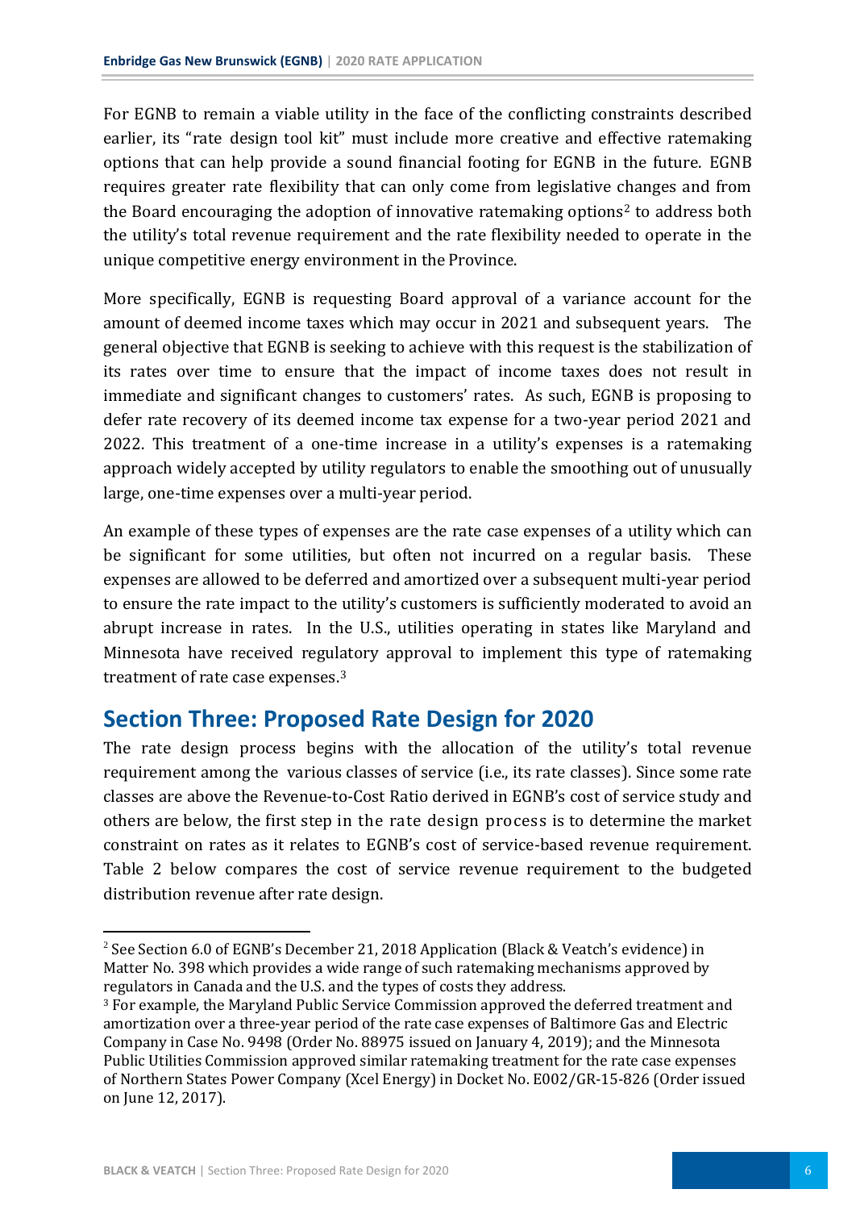For EGNB to remain a viable utility in the face of the conflicting constraints described earlier, its "rate design tool kit" must include more creative and effective ratemaking options that can help provide a sound financial footing for EGNB in the future. EGNB requires greater rate flexibility that can only come from legislative changes and from the Board encouraging the adoption of innovative ratemaking options[2] to address both the utility's total revenue requirement and the rate flexibility needed to operate in the unique competitive energy environment in the Province.

More specifically, EGNB is requesting Board approval of a variance account for the amount of deemed income taxes which may occur in 2021 and subsequent years. The general objective that EGNB is seeking to achieve with this request is the stabilization of its rates over time to ensure that the impact of income taxes does not result in immediate and significant changes to customers' rates. As such, EGNB is proposing to defer rate recovery of its deemed income tax expense for a two-year period 2021 and 2022. This treatment of a one-time increase in a utility's expenses is a ratemaking approach widely accepted by utility regulators to enable the smoothing out of unusually large, one-time expenses over a multi-year period.

An example of these types of expenses are the rate case expenses of a utility which can be significant for some utilities, but often not incurred on a regular basis. These expenses are allowed to be deferred and amortized over a subsequent multi-year period to ensure the rate impact to the utility's customers is sufficiently moderated to avoid an abrupt increase in rates. In the U.S., utilities operating in states like Maryland and Minnesota have received regulatory approval to implement this type of ratemaking treatment of rate case expenses.[3]

## Section Three: Proposed Rate Design for 2020

The rate design process begins with the allocation of the utility's total revenue requirement among the various classes of service (i.e., its rate classes). Since some rate classes are above the Revenue-to-Cost Ratio derived in EGNB's cost of service study and others are below, the first step in the rate design process is to determine the market constraint on rates as it relates to EGNB's cost of service-based revenue requirement. Table 2 below compares the cost of service revenue requirement to the budgeted distribution revenue after rate design.

---

[2] See Section 6.0 of EGNB's December 21, 2018 Application (Black & Veatch's evidence) in Matter No. 398 which provides a wide range of such ratemaking mechanisms approved by regulators in Canada and the U.S. and the types of costs they address.

[3] For example, the Maryland Public Service Commission approved the deferred treatment and amortization over a three-year period of the rate case expenses of Baltimore Gas and Electric Company in Case No. 9498 (Order No. 88975 issued on January 4, 2019); and the Minnesota Public Utilities Commission approved similar ratemaking treatment for the rate case expenses of Northern States Power Company (Xcel Energy) in Docket No. E002/GR-15-826 (Order issued on June 12, 2017).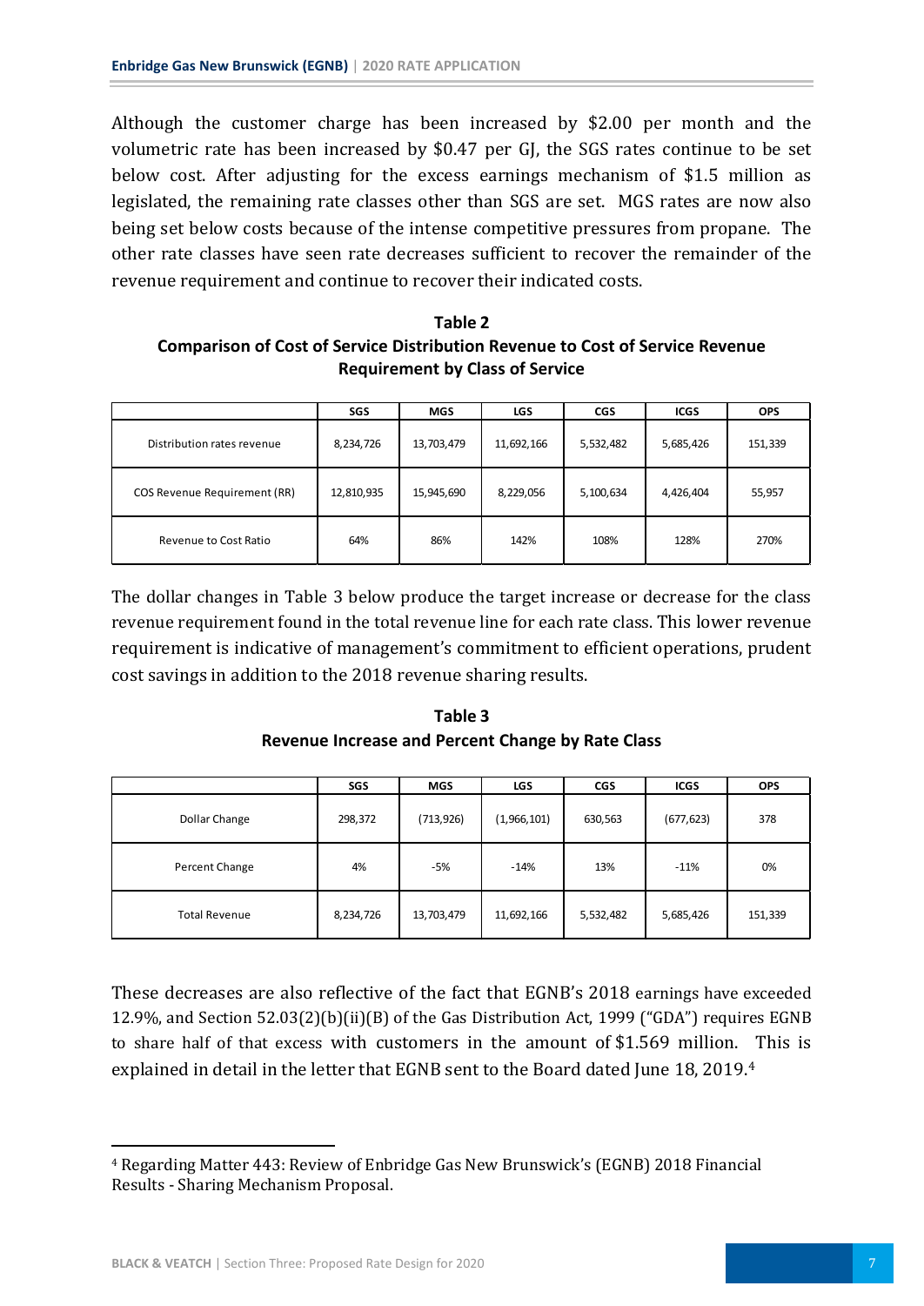Although the customer charge has been increased by $2.00 per month and the volumetric rate has been increased by $0.47 per GJ, the SGS rates continue to be set below cost. After adjusting for the excess earnings mechanism of $1.5 million as legislated, the remaining rate classes other than SGS are set. MGS rates are now also being set below costs because of the intense competitive pressures from propane. The other rate classes have seen rate decreases sufficient to recover the remainder of the revenue requirement and continue to recover their indicated costs.

**Table 2**
**Comparison of Cost of Service Distribution Revenue to Cost of Service Revenue Requirement by Class of Service**

| | SGS | MGS | LGS | CGS | ICGS | OPS |
|---|---|---|---|---|---|---|
| Distribution rates revenue | 8,234,726 | 13,703,479 | 11,692,166 | 5,532,482 | 5,685,426 | 151,339 |
| COS Revenue Requirement (RR) | 12,810,935 | 15,945,690 | 8,229,056 | 5,100,634 | 4,426,404 | 55,957 |
| Revenue to Cost Ratio | 64% | 86% | 142% | 108% | 128% | 270% |

The dollar changes in Table 3 below produce the target increase or decrease for the class revenue requirement found in the total revenue line for each rate class. This lower revenue requirement is indicative of management's commitment to efficient operations, prudent cost savings in addition to the 2018 revenue sharing results.

**Table 3**
**Revenue Increase and Percent Change by Rate Class**

| | SGS | MGS | LGS | CGS | ICGS | OPS |
|---|---|---|---|---|---|---|
| Dollar Change | 298,372 | (713,926) | (1,966,101) | 630,563 | (677,623) | 378 |
| Percent Change | 4% | -5% | -14% | 13% | -11% | 0% |
| Total Revenue | 8,234,726 | 13,703,479 | 11,692,166 | 5,532,482 | 5,685,426 | 151,339 |

These decreases are also reflective of the fact that EGNB's 2018 earnings have exceeded 12.9%, and Section 52.03(2)(b)(ii)(B) of the Gas Distribution Act, 1999 ("GDA") requires EGNB to share half of that excess with customers in the amount of $1.569 million. This is explained in detail in the letter that EGNB sent to the Board dated June 18, 2019.[4]

[4] Regarding Matter 443: Review of Enbridge Gas New Brunswick's (EGNB) 2018 Financial Results - Sharing Mechanism Proposal.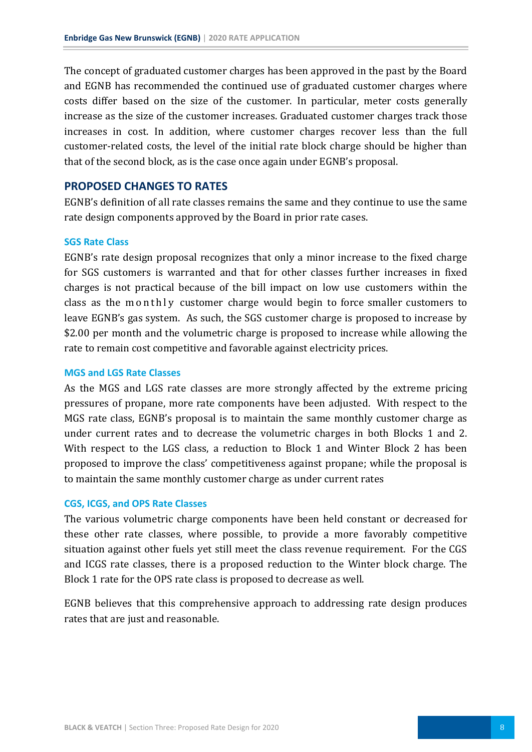The concept of graduated customer charges has been approved in the past by the Board and EGNB has recommended the continued use of graduated customer charges where costs differ based on the size of the customer. In particular, meter costs generally increase as the size of the customer increases. Graduated customer charges track those increases in cost. In addition, where customer charges recover less than the full customer-related costs, the level of the initial rate block charge should be higher than that of the second block, as is the case once again under EGNB's proposal.

## PROPOSED CHANGES TO RATES

EGNB's definition of all rate classes remains the same and they continue to use the same rate design components approved by the Board in prior rate cases.

### SGS Rate Class

EGNB's rate design proposal recognizes that only a minor increase to the fixed charge for SGS customers is warranted and that for other classes further increases in fixed charges is not practical because of the bill impact on low use customers within the class as the monthly customer charge would begin to force smaller customers to leave EGNB's gas system. As such, the SGS customer charge is proposed to increase by $2.00 per month and the volumetric charge is proposed to increase while allowing the rate to remain cost competitive and favorable against electricity prices.

### MGS and LGS Rate Classes

As the MGS and LGS rate classes are more strongly affected by the extreme pricing pressures of propane, more rate components have been adjusted. With respect to the MGS rate class, EGNB's proposal is to maintain the same monthly customer charge as under current rates and to decrease the volumetric charges in both Blocks 1 and 2. With respect to the LGS class, a reduction to Block 1 and Winter Block 2 has been proposed to improve the class' competitiveness against propane; while the proposal is to maintain the same monthly customer charge as under current rates

### CGS, ICGS, and OPS Rate Classes

The various volumetric charge components have been held constant or decreased for these other rate classes, where possible, to provide a more favorably competitive situation against other fuels yet still meet the class revenue requirement. For the CGS and ICGS rate classes, there is a proposed reduction to the Winter block charge. The Block 1 rate for the OPS rate class is proposed to decrease as well.

EGNB believes that this comprehensive approach to addressing rate design produces rates that are just and reasonable.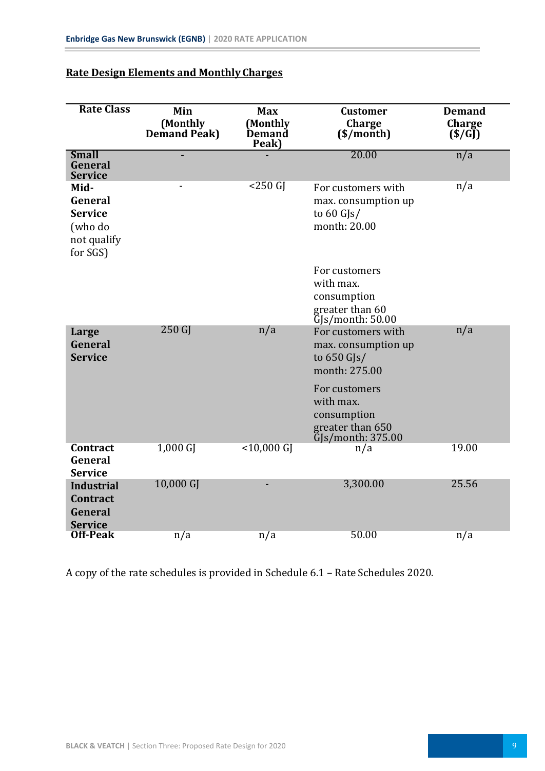## Rate Design Elements and Monthly Charges

| Rate Class | Min (Monthly Demand Peak) | Max (Monthly Demand Peak) | Customer Charge ($/month) | Demand Charge ($/GJ) |
|---|---|---|---|---|
| **Small General Service** | - | - | 20.00 | n/a |
| **Mid-General Service** (who do not qualify for SGS) | - | <250 GJ | For customers with max. consumption up to 60 GJs/ month: 20.00<br><br>For customers with max. consumption greater than 60 GJs/month: 50.00 | n/a |
| **Large General Service** | 250 GJ | n/a | For customers with max. consumption up to 650 GJs/ month: 275.00<br><br>For customers with max. consumption greater than 650 GJs/month: 375.00 | n/a |
| **Contract General Service** | 1,000 GJ | <10,000 GJ | n/a | 19.00 |
| **Industrial Contract General Service** | 10,000 GJ | - | 3,300.00 | 25.56 |
| **Off-Peak** | n/a | n/a | 50.00 | n/a |

A copy of the rate schedules is provided in Schedule 6.1 – Rate Schedules 2020.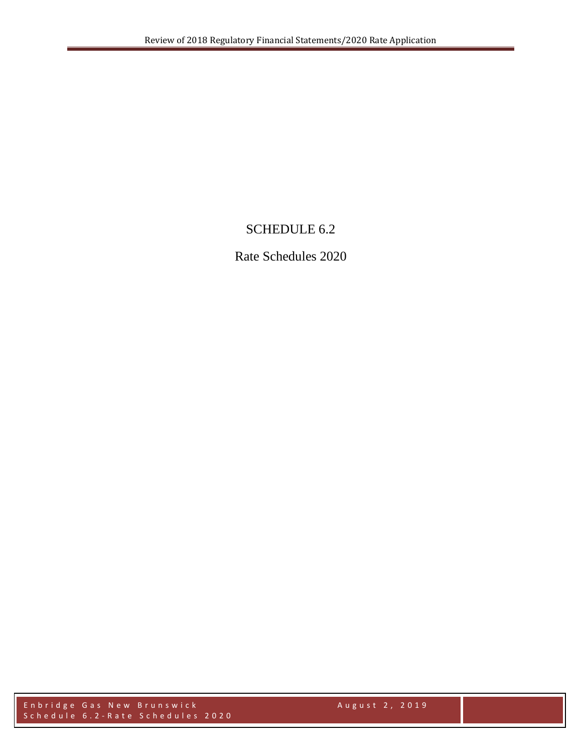# SCHEDULE 6.2

## Rate Schedules 2020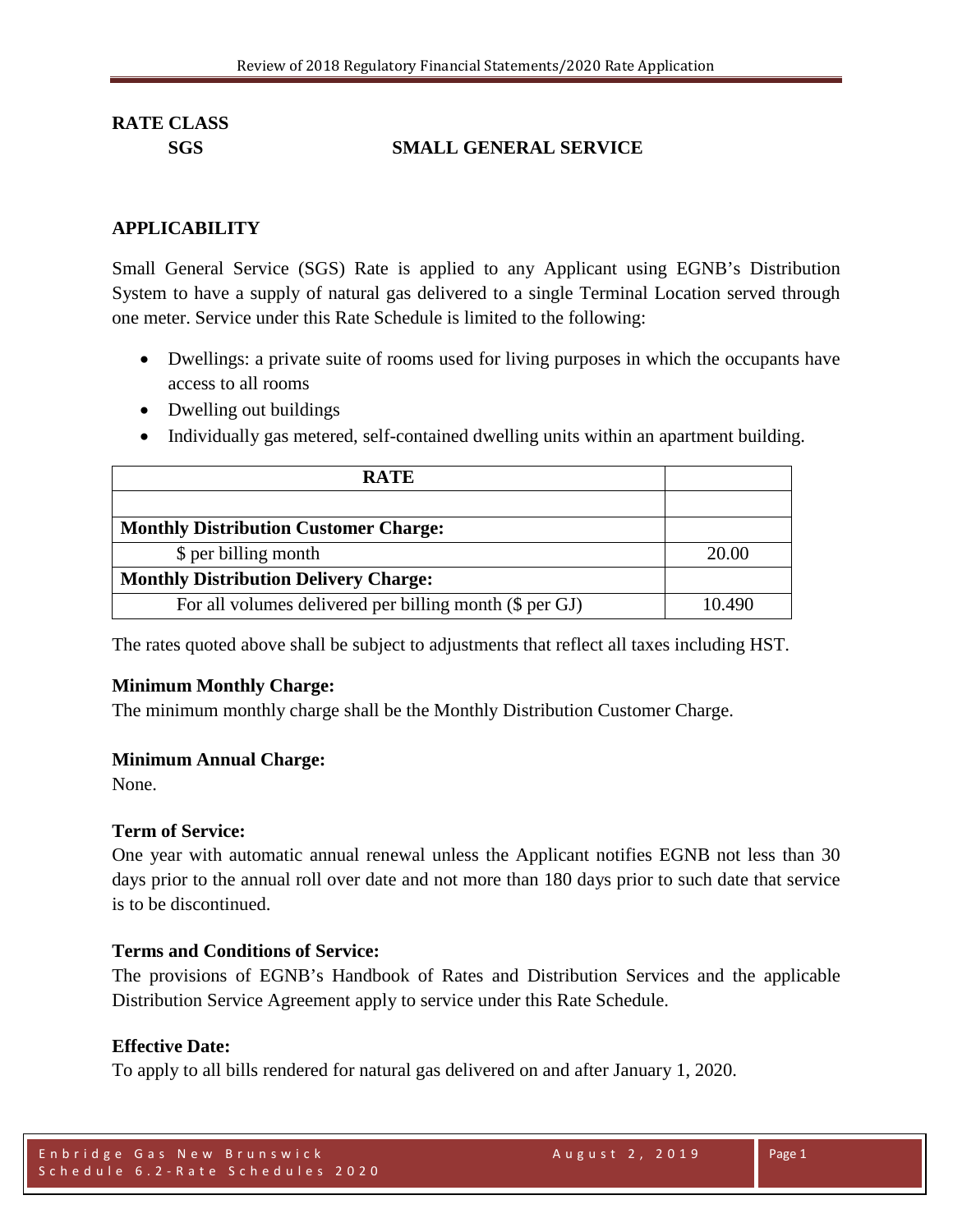**RATE CLASS**

**SGS SMALL GENERAL SERVICE**

## APPLICABILITY

Small General Service (SGS) Rate is applied to any Applicant using EGNB's Distribution System to have a supply of natural gas delivered to a single Terminal Location served through one meter. Service under this Rate Schedule is limited to the following:

- Dwellings: a private suite of rooms used for living purposes in which the occupants have access to all rooms
- Dwelling out buildings
- Individually gas metered, self-contained dwelling units within an apartment building.

| RATE | |
|---|---|
| | |
| **Monthly Distribution Customer Charge:** | |
| $ per billing month | 20.00 |
| **Monthly Distribution Delivery Charge:** | |
| For all volumes delivered per billing month ($ per GJ) | 10.490 |

The rates quoted above shall be subject to adjustments that reflect all taxes including HST.

**Minimum Monthly Charge:**
The minimum monthly charge shall be the Monthly Distribution Customer Charge.

**Minimum Annual Charge:**
None.

**Term of Service:**
One year with automatic annual renewal unless the Applicant notifies EGNB not less than 30 days prior to the annual roll over date and not more than 180 days prior to such date that service is to be discontinued.

**Terms and Conditions of Service:**
The provisions of EGNB's Handbook of Rates and Distribution Services and the applicable Distribution Service Agreement apply to service under this Rate Schedule.

**Effective Date:**
To apply to all bills rendered for natural gas delivered on and after January 1, 2020.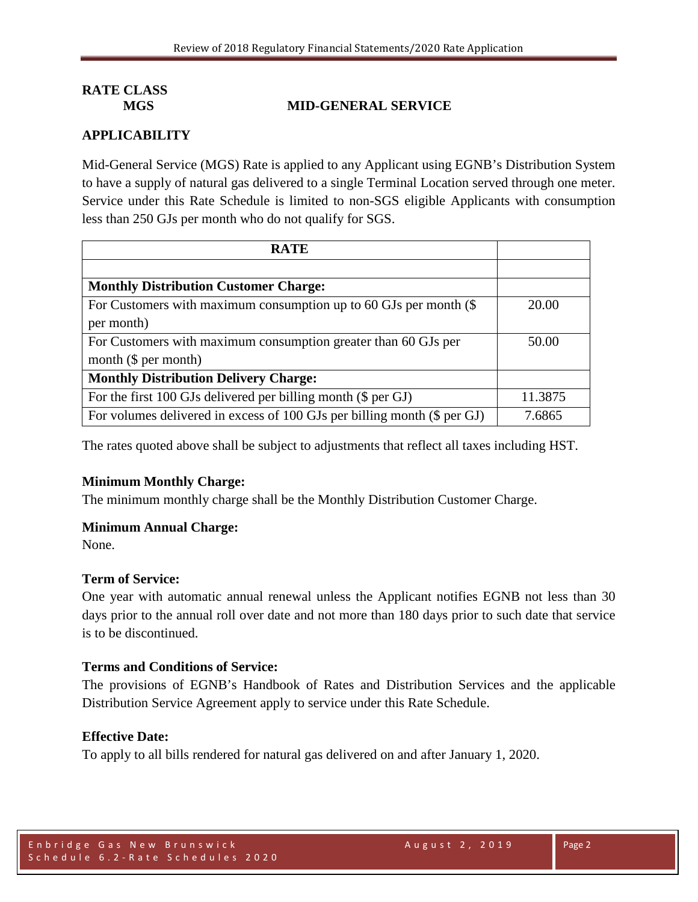**RATE CLASS**

**MGS MID-GENERAL SERVICE**

## APPLICABILITY

Mid-General Service (MGS) Rate is applied to any Applicant using EGNB's Distribution System to have a supply of natural gas delivered to a single Terminal Location served through one meter. Service under this Rate Schedule is limited to non-SGS eligible Applicants with consumption less than 250 GJs per month who do not qualify for SGS.

| **RATE** | |
|---|---|
| | |
| **Monthly Distribution Customer Charge:** | |
| For Customers with maximum consumption up to 60 GJs per month ($ per month) | 20.00 |
| For Customers with maximum consumption greater than 60 GJs per month ($ per month) | 50.00 |
| **Monthly Distribution Delivery Charge:** | |
| For the first 100 GJs delivered per billing month ($ per GJ) | 11.3875 |
| For volumes delivered in excess of 100 GJs per billing month ($ per GJ) | 7.6865 |

The rates quoted above shall be subject to adjustments that reflect all taxes including HST.

**Minimum Monthly Charge:**

The minimum monthly charge shall be the Monthly Distribution Customer Charge.

**Minimum Annual Charge:**

None.

**Term of Service:**

One year with automatic annual renewal unless the Applicant notifies EGNB not less than 30 days prior to the annual roll over date and not more than 180 days prior to such date that service is to be discontinued.

**Terms and Conditions of Service:**

The provisions of EGNB's Handbook of Rates and Distribution Services and the applicable Distribution Service Agreement apply to service under this Rate Schedule.

**Effective Date:**

To apply to all bills rendered for natural gas delivered on and after January 1, 2020.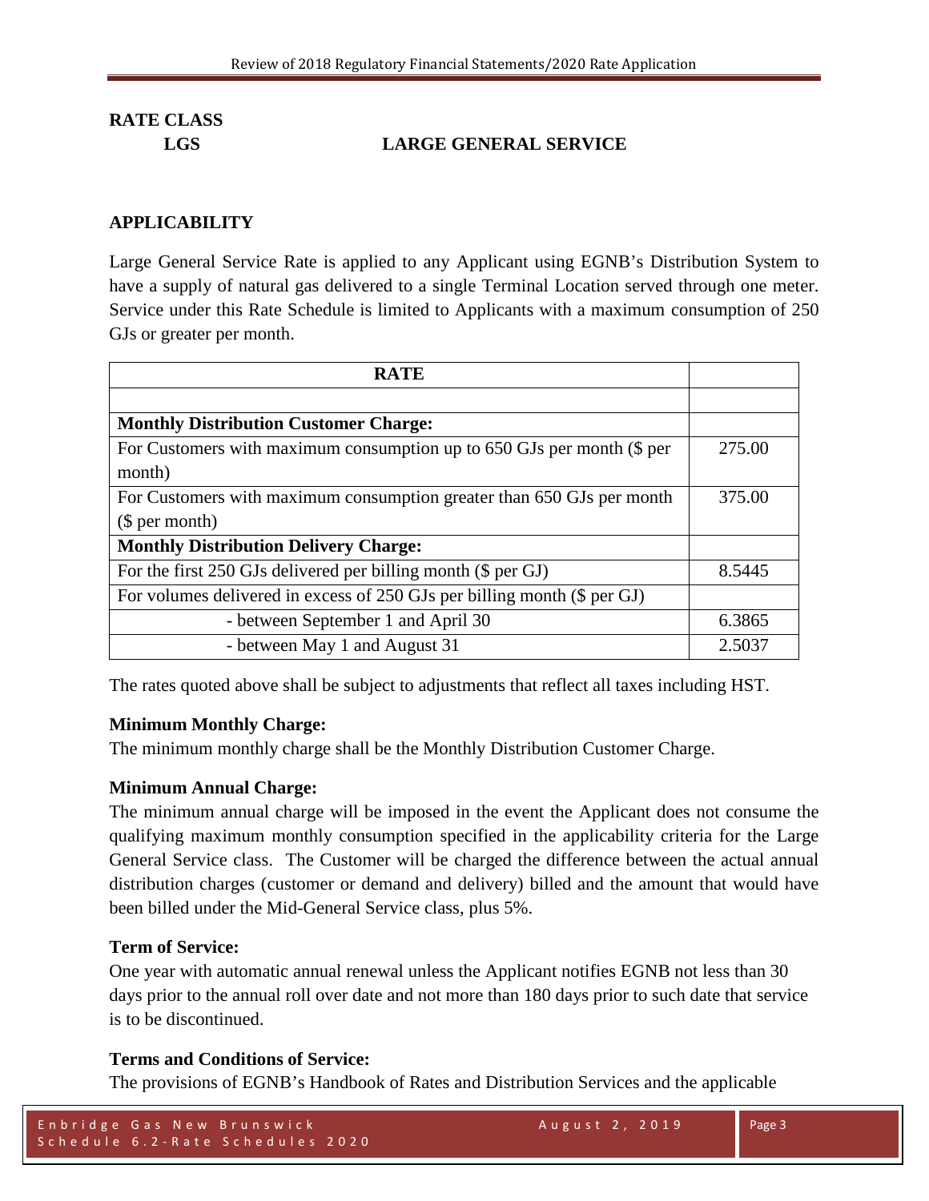**RATE CLASS**

**LGS LARGE GENERAL SERVICE**

**APPLICABILITY**

Large General Service Rate is applied to any Applicant using EGNB's Distribution System to have a supply of natural gas delivered to a single Terminal Location served through one meter. Service under this Rate Schedule is limited to Applicants with a maximum consumption of 250 GJs or greater per month.

| RATE | |
|---|---|
| | |
| **Monthly Distribution Customer Charge:** | |
| For Customers with maximum consumption up to 650 GJs per month ($ per month) | 275.00 |
| For Customers with maximum consumption greater than 650 GJs per month ($ per month) | 375.00 |
| **Monthly Distribution Delivery Charge:** | |
| For the first 250 GJs delivered per billing month ($ per GJ) | 8.5445 |
| For volumes delivered in excess of 250 GJs per billing month ($ per GJ) | |
| - between September 1 and April 30 | 6.3865 |
| - between May 1 and August 31 | 2.5037 |

The rates quoted above shall be subject to adjustments that reflect all taxes including HST.

**Minimum Monthly Charge:**

The minimum monthly charge shall be the Monthly Distribution Customer Charge.

**Minimum Annual Charge:**

The minimum annual charge will be imposed in the event the Applicant does not consume the qualifying maximum monthly consumption specified in the applicability criteria for the Large General Service class. The Customer will be charged the difference between the actual annual distribution charges (customer or demand and delivery) billed and the amount that would have been billed under the Mid-General Service class, plus 5%.

**Term of Service:**

One year with automatic annual renewal unless the Applicant notifies EGNB not less than 30 days prior to the annual roll over date and not more than 180 days prior to such date that service is to be discontinued.

**Terms and Conditions of Service:**

The provisions of EGNB's Handbook of Rates and Distribution Services and the applicable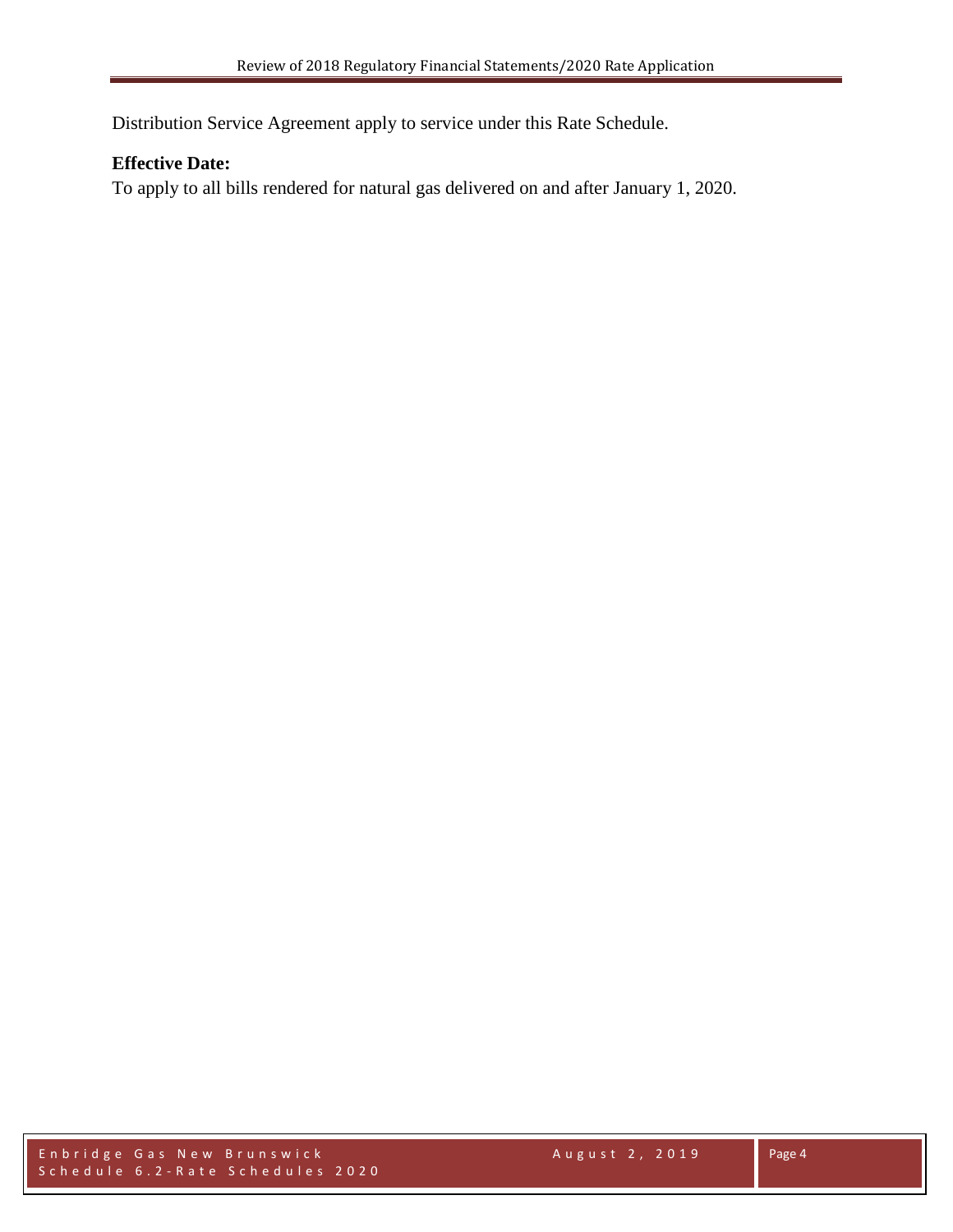Distribution Service Agreement apply to service under this Rate Schedule.

**Effective Date:**

To apply to all bills rendered for natural gas delivered on and after January 1, 2020.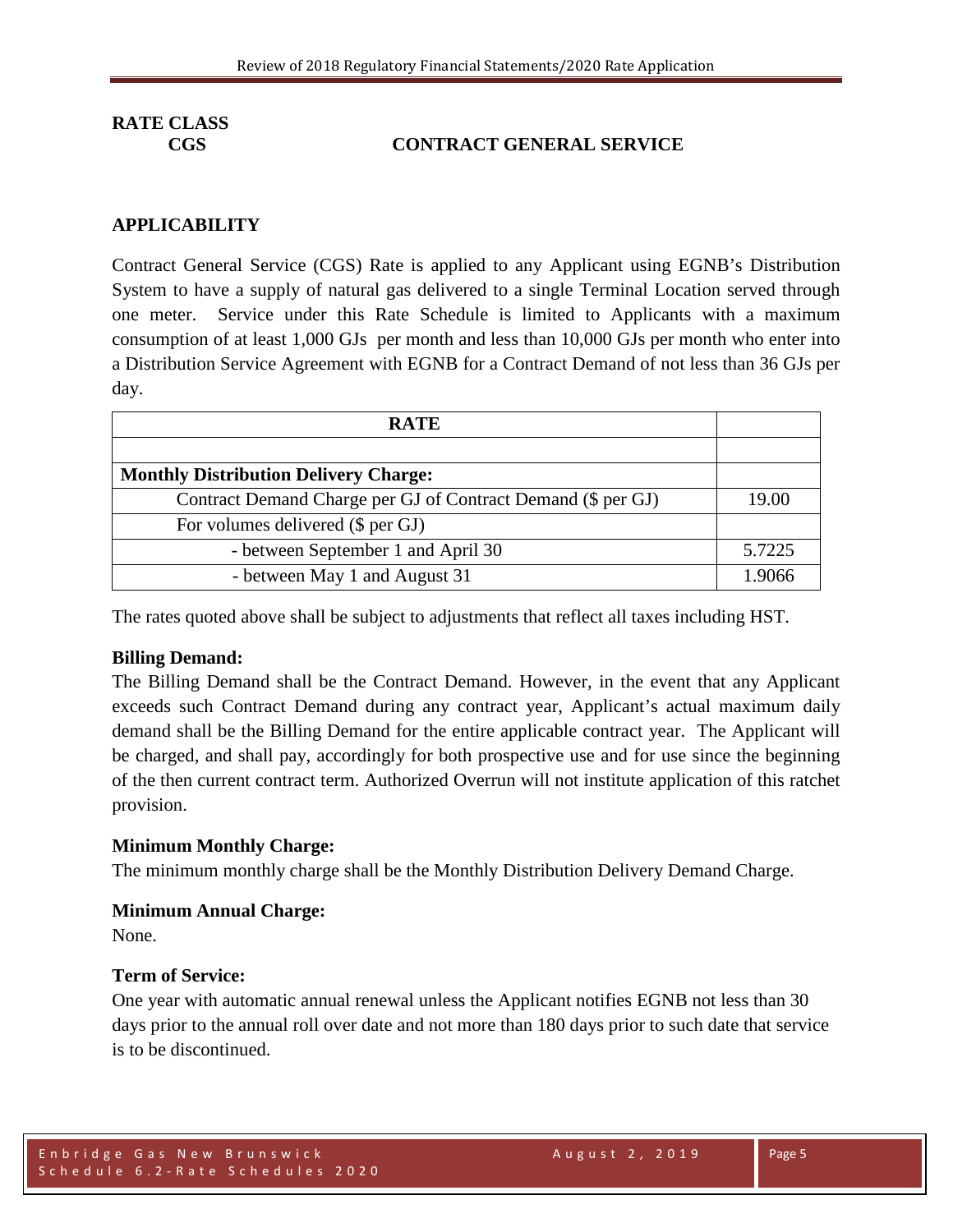**RATE CLASS**

**CGS CONTRACT GENERAL SERVICE**

## APPLICABILITY

Contract General Service (CGS) Rate is applied to any Applicant using EGNB's Distribution System to have a supply of natural gas delivered to a single Terminal Location served through one meter. Service under this Rate Schedule is limited to Applicants with a maximum consumption of at least 1,000 GJs per month and less than 10,000 GJs per month who enter into a Distribution Service Agreement with EGNB for a Contract Demand of not less than 36 GJs per day.

| **RATE** | |
|---|---|
| | |
| **Monthly Distribution Delivery Charge:** | |
| Contract Demand Charge per GJ of Contract Demand ($ per GJ) | 19.00 |
| For volumes delivered ($ per GJ) | |
| - between September 1 and April 30 | 5.7225 |
| - between May 1 and August 31 | 1.9066 |

The rates quoted above shall be subject to adjustments that reflect all taxes including HST.

**Billing Demand:**

The Billing Demand shall be the Contract Demand. However, in the event that any Applicant exceeds such Contract Demand during any contract year, Applicant's actual maximum daily demand shall be the Billing Demand for the entire applicable contract year. The Applicant will be charged, and shall pay, accordingly for both prospective use and for use since the beginning of the then current contract term. Authorized Overrun will not institute application of this ratchet provision.

**Minimum Monthly Charge:**

The minimum monthly charge shall be the Monthly Distribution Delivery Demand Charge.

**Minimum Annual Charge:**

None.

**Term of Service:**

One year with automatic annual renewal unless the Applicant notifies EGNB not less than 30 days prior to the annual roll over date and not more than 180 days prior to such date that service is to be discontinued.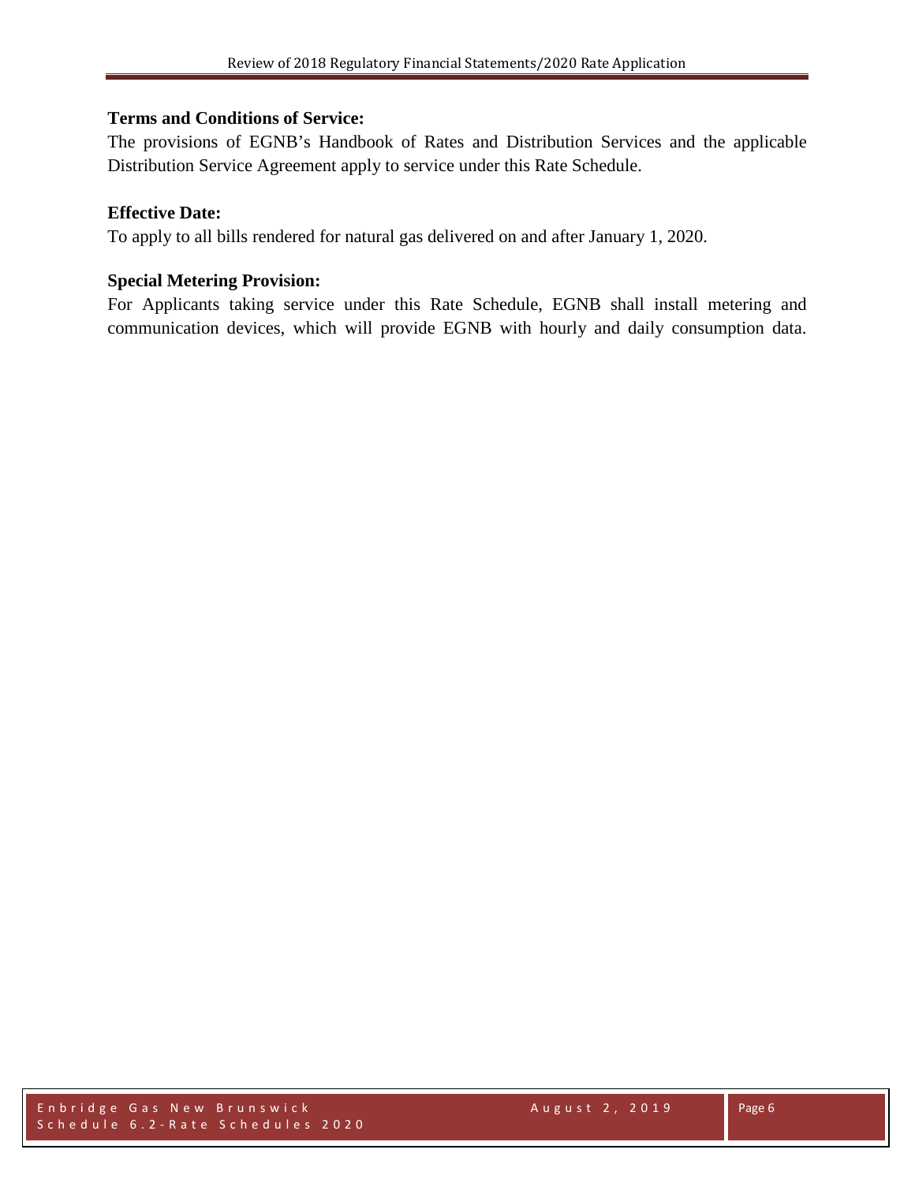**Terms and Conditions of Service:**

The provisions of EGNB's Handbook of Rates and Distribution Services and the applicable Distribution Service Agreement apply to service under this Rate Schedule.

**Effective Date:**

To apply to all bills rendered for natural gas delivered on and after January 1, 2020.

**Special Metering Provision:**

For Applicants taking service under this Rate Schedule, EGNB shall install metering and communication devices, which will provide EGNB with hourly and daily consumption data.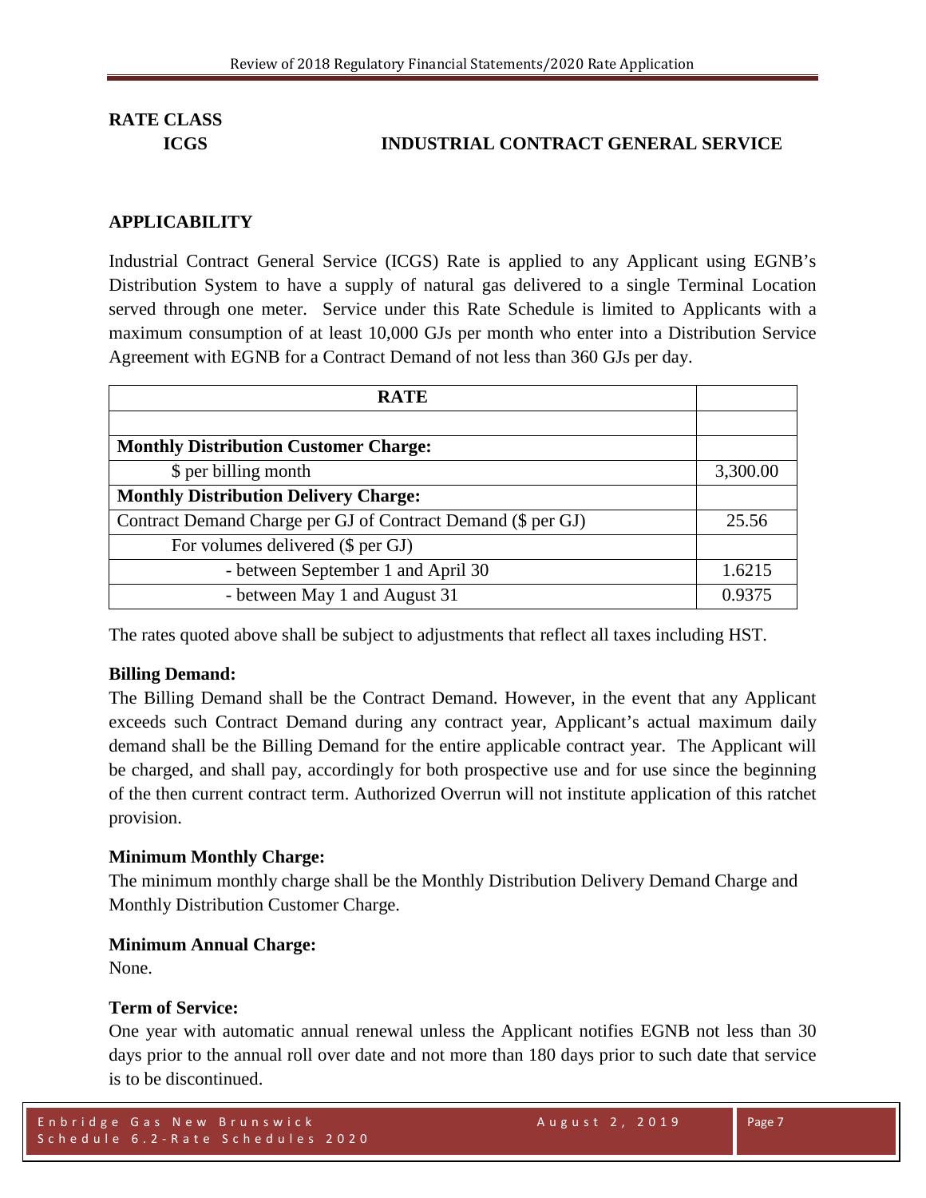**RATE CLASS**

**ICGS INDUSTRIAL CONTRACT GENERAL SERVICE**

## APPLICABILITY

Industrial Contract General Service (ICGS) Rate is applied to any Applicant using EGNB's Distribution System to have a supply of natural gas delivered to a single Terminal Location served through one meter. Service under this Rate Schedule is limited to Applicants with a maximum consumption of at least 10,000 GJs per month who enter into a Distribution Service Agreement with EGNB for a Contract Demand of not less than 360 GJs per day.

| **RATE** | |
|---|---|
| | |
| **Monthly Distribution Customer Charge:** | |
| $ per billing month | 3,300.00 |
| **Monthly Distribution Delivery Charge:** | |
| Contract Demand Charge per GJ of Contract Demand ($ per GJ) | 25.56 |
| For volumes delivered ($ per GJ) | |
| - between September 1 and April 30 | 1.6215 |
| - between May 1 and August 31 | 0.9375 |

The rates quoted above shall be subject to adjustments that reflect all taxes including HST.

**Billing Demand:**

The Billing Demand shall be the Contract Demand. However, in the event that any Applicant exceeds such Contract Demand during any contract year, Applicant's actual maximum daily demand shall be the Billing Demand for the entire applicable contract year. The Applicant will be charged, and shall pay, accordingly for both prospective use and for use since the beginning of the then current contract term. Authorized Overrun will not institute application of this ratchet provision.

**Minimum Monthly Charge:**

The minimum monthly charge shall be the Monthly Distribution Delivery Demand Charge and Monthly Distribution Customer Charge.

**Minimum Annual Charge:**

None.

**Term of Service:**

One year with automatic annual renewal unless the Applicant notifies EGNB not less than 30 days prior to the annual roll over date and not more than 180 days prior to such date that service is to be discontinued.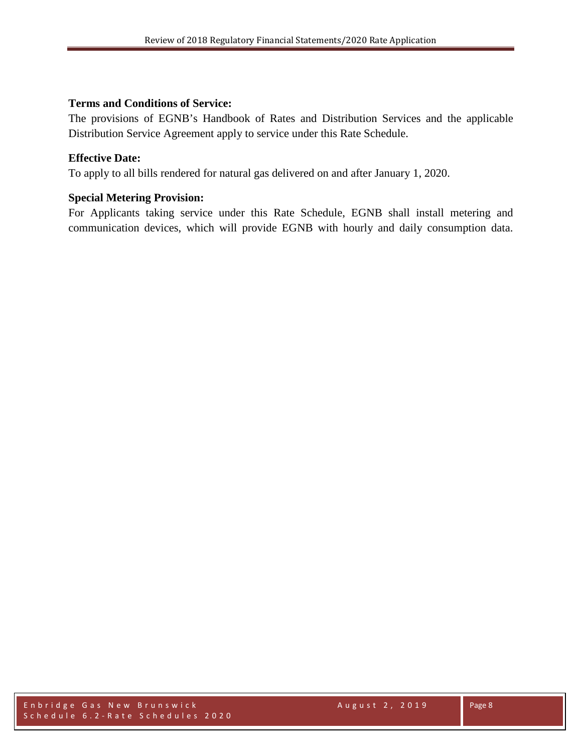**Terms and Conditions of Service:**

The provisions of EGNB's Handbook of Rates and Distribution Services and the applicable Distribution Service Agreement apply to service under this Rate Schedule.

**Effective Date:**

To apply to all bills rendered for natural gas delivered on and after January 1, 2020.

**Special Metering Provision:**

For Applicants taking service under this Rate Schedule, EGNB shall install metering and communication devices, which will provide EGNB with hourly and daily consumption data.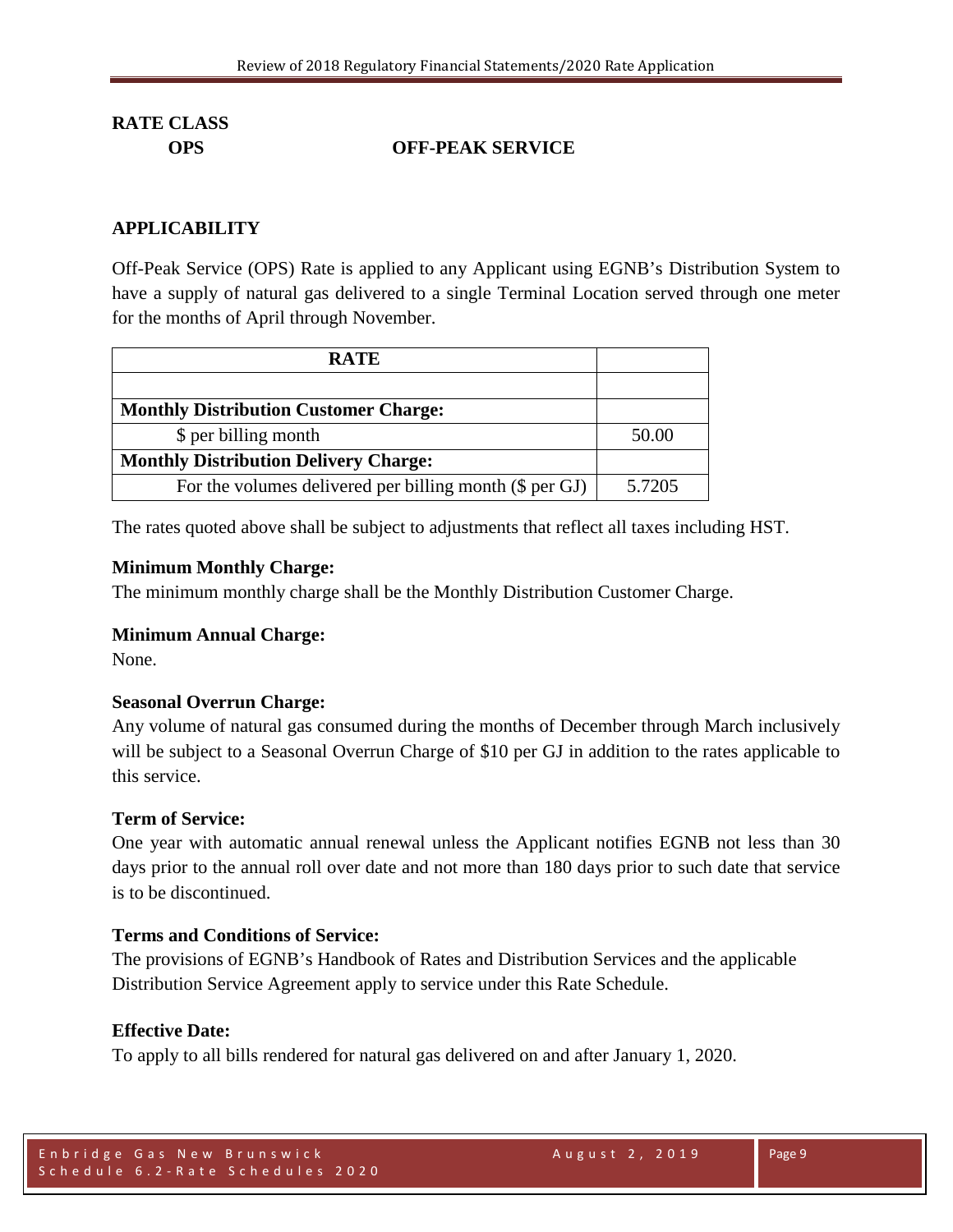## RATE CLASS

**OPS** **OFF-PEAK SERVICE**

## APPLICABILITY

Off-Peak Service (OPS) Rate is applied to any Applicant using EGNB's Distribution System to have a supply of natural gas delivered to a single Terminal Location served through one meter for the months of April through November.

| RATE | |
|---|---|
| | |
| **Monthly Distribution Customer Charge:** | |
| $ per billing month | 50.00 |
| **Monthly Distribution Delivery Charge:** | |
| For the volumes delivered per billing month ($ per GJ) | 5.7205 |

The rates quoted above shall be subject to adjustments that reflect all taxes including HST.

**Minimum Monthly Charge:**
The minimum monthly charge shall be the Monthly Distribution Customer Charge.

**Minimum Annual Charge:**
None.

**Seasonal Overrun Charge:**
Any volume of natural gas consumed during the months of December through March inclusively will be subject to a Seasonal Overrun Charge of $10 per GJ in addition to the rates applicable to this service.

**Term of Service:**
One year with automatic annual renewal unless the Applicant notifies EGNB not less than 30 days prior to the annual roll over date and not more than 180 days prior to such date that service is to be discontinued.

**Terms and Conditions of Service:**
The provisions of EGNB's Handbook of Rates and Distribution Services and the applicable Distribution Service Agreement apply to service under this Rate Schedule.

**Effective Date:**
To apply to all bills rendered for natural gas delivered on and after January 1, 2020.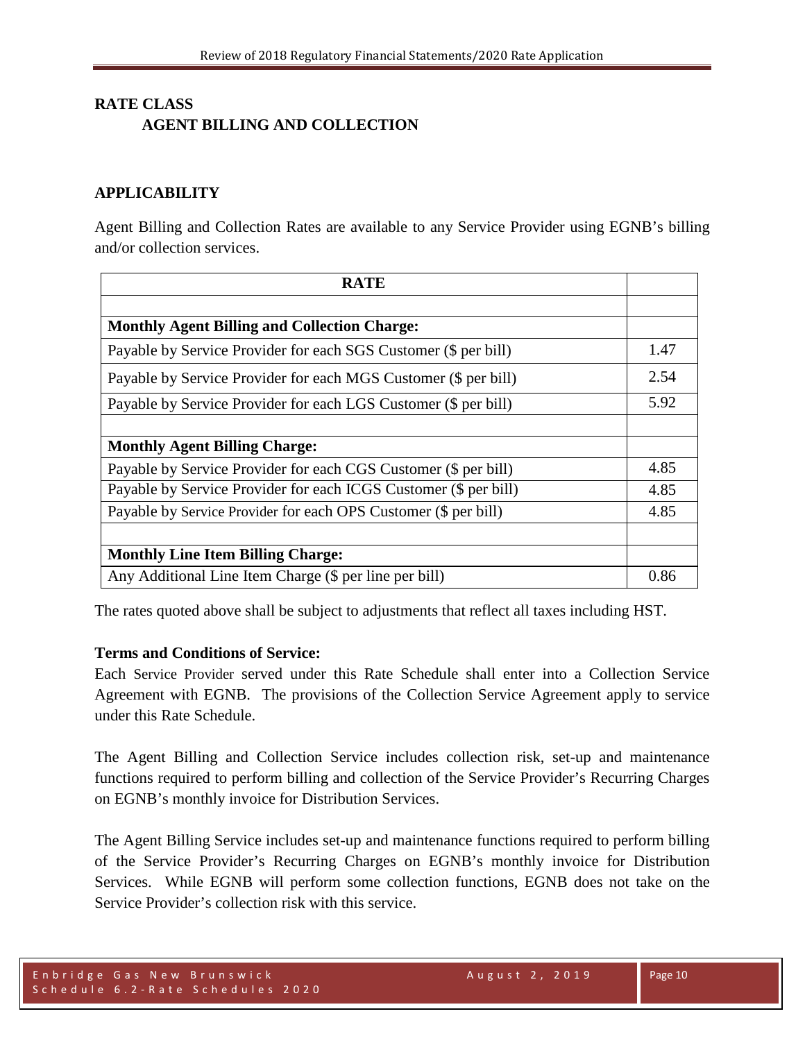## RATE CLASS

### AGENT BILLING AND COLLECTION

## APPLICABILITY

Agent Billing and Collection Rates are available to any Service Provider using EGNB's billing and/or collection services.

| RATE | |
|---|---|
| | |
| **Monthly Agent Billing and Collection Charge:** | |
| Payable by Service Provider for each SGS Customer ($ per bill) | 1.47 |
| Payable by Service Provider for each MGS Customer ($ per bill) | 2.54 |
| Payable by Service Provider for each LGS Customer ($ per bill) | 5.92 |
| | |
| **Monthly Agent Billing Charge:** | |
| Payable by Service Provider for each CGS Customer ($ per bill) | 4.85 |
| Payable by Service Provider for each ICGS Customer ($ per bill) | 4.85 |
| Payable by Service Provider for each OPS Customer ($ per bill) | 4.85 |
| | |
| **Monthly Line Item Billing Charge:** | |
| Any Additional Line Item Charge ($ per line per bill) | 0.86 |

The rates quoted above shall be subject to adjustments that reflect all taxes including HST.

**Terms and Conditions of Service:**

Each Service Provider served under this Rate Schedule shall enter into a Collection Service Agreement with EGNB. The provisions of the Collection Service Agreement apply to service under this Rate Schedule.

The Agent Billing and Collection Service includes collection risk, set-up and maintenance functions required to perform billing and collection of the Service Provider's Recurring Charges on EGNB's monthly invoice for Distribution Services.

The Agent Billing Service includes set-up and maintenance functions required to perform billing of the Service Provider's Recurring Charges on EGNB's monthly invoice for Distribution Services. While EGNB will perform some collection functions, EGNB does not take on the Service Provider's collection risk with this service.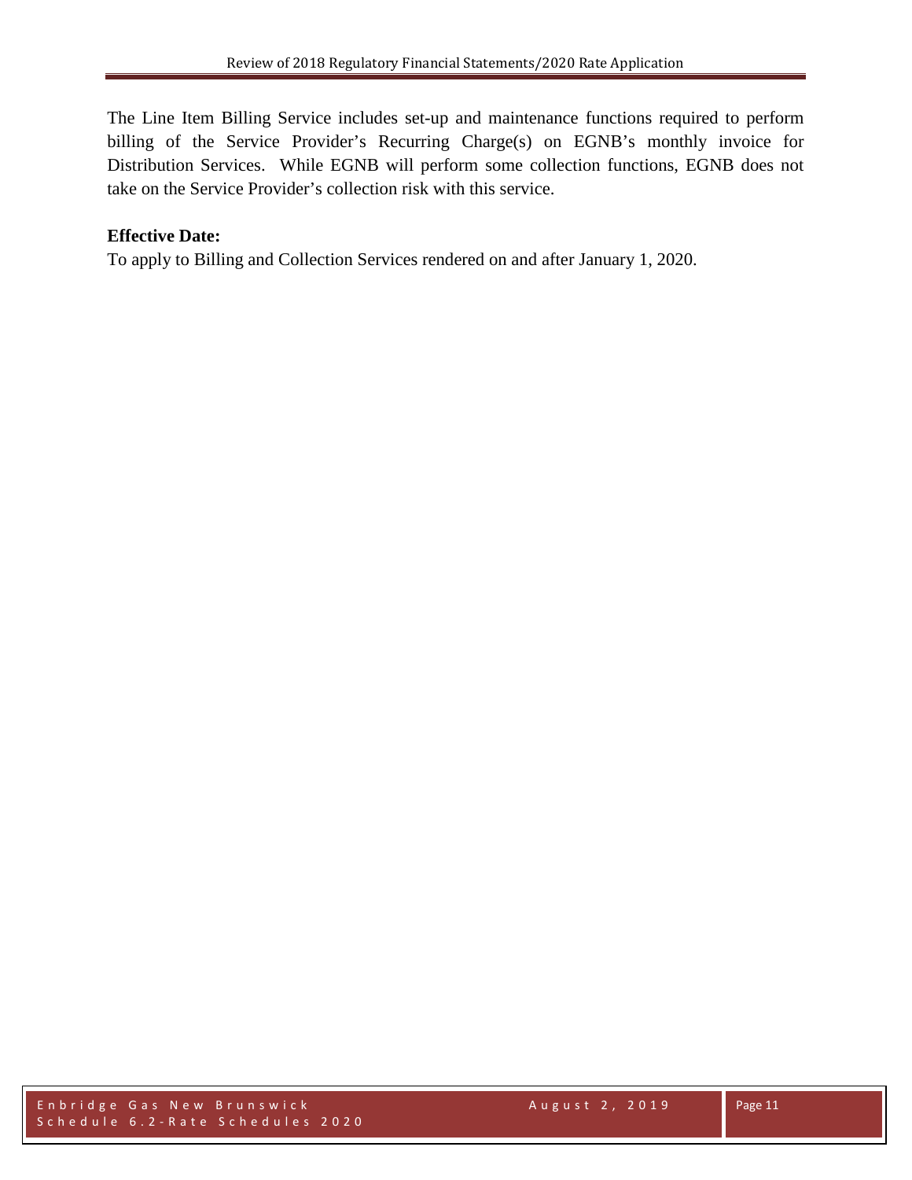The Line Item Billing Service includes set-up and maintenance functions required to perform billing of the Service Provider's Recurring Charge(s) on EGNB's monthly invoice for Distribution Services. While EGNB will perform some collection functions, EGNB does not take on the Service Provider's collection risk with this service.

**Effective Date:**

To apply to Billing and Collection Services rendered on and after January 1, 2020.